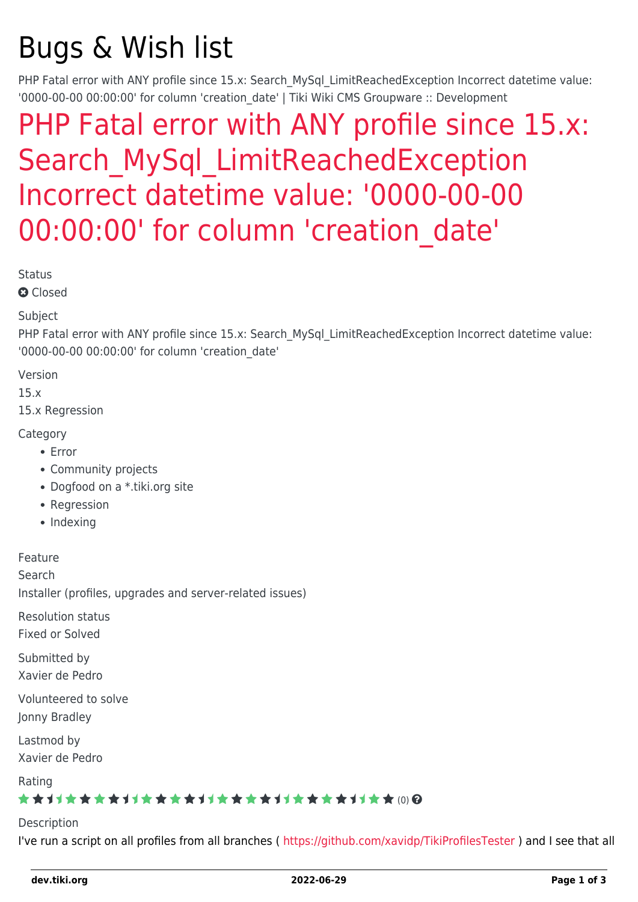# Bugs & Wish list

PHP Fatal error with ANY profile since 15.x: Search_MySql_LimitReachedException Incorrect datetime value: '0000-00-00 00:00:00' for column 'creation_date' | Tiki Wiki CMS Groupware :: Development

## PHP Fatal error with ANY profile since 15.x: Search_MySql_LimitReachedException Incorrect datetime value: '0000-00-00 00:00:00' for column 'creation_date'

Status

Closed

Subject

PHP Fatal error with ANY profile since 15.x: Search_MySql_LimitReachedException Incorrect datetime value: '0000-00-00 00:00:00' for column 'creation_date'

Version

15.x

15.x Regression

Category

- Error
- Community projects
- Dogfood on a *.tiki.org site
- Regression
- Indexing

Feature

Search

Installer (profiles, upgrades and server-related issues)

Resolution status

Fixed or Solved

Submitted by

Xavier de Pedro

Volunteered to solve

Jonny Bradley

Lastmod by

Xavier de Pedro

Rating

(0)

Description

I've run a script on all profiles from all branches ( https://github.com/xavidp/TikiProfilesTester ) and I see that all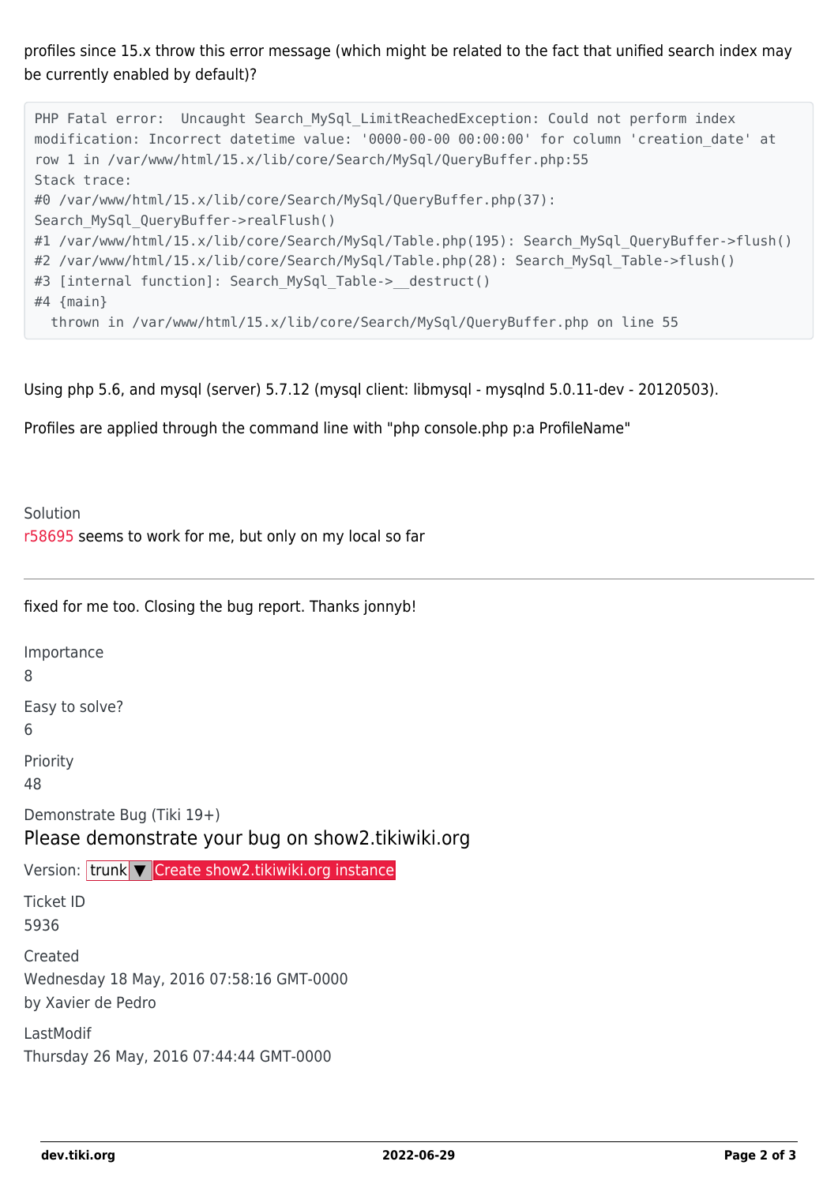profiles since 15.x throw this error message (which might be related to the fact that unified search index may be currently enabled by default)?

```
PHP Fatal error:  Uncaught Search_MySql_LimitReachedException: Could not perform index
modification: Incorrect datetime value: '0000-00-00 00:00:00' for column 'creation_date' at
row 1 in /var/www/html/15.x/lib/core/Search/MySql/QueryBuffer.php:55
Stack trace:
#0 /var/www/html/15.x/lib/core/Search/MySql/QueryBuffer.php(37):
Search_MySql_QueryBuffer->realFlush()
#1 /var/www/html/15.x/lib/core/Search/MySql/Table.php(195): Search_MySql_QueryBuffer->flush()
#2 /var/www/html/15.x/lib/core/Search/MySql/Table.php(28): Search_MySql_Table->flush()
#3 [internal function]: Search_MySql_Table->__destruct()
#4 {main}
  thrown in /var/www/html/15.x/lib/core/Search/MySql/QueryBuffer.php on line 55
```

Using php 5.6, and mysql (server) 5.7.12 (mysql client: libmysql - mysqlnd 5.0.11-dev - 20120503).

Profiles are applied through the command line with "php console.php p:a ProfileName"

Solution

r58695 seems to work for me, but only on my local so far

---

fixed for me too. Closing the bug report. Thanks jonnyb!

Importance

8

Easy to solve?

6

Priority

48

Demonstrate Bug (Tiki 19+)

## Please demonstrate your bug on show2.tikiwiki.org

Version: trunk ▼ Create show2.tikiwiki.org instance

Ticket ID

5936

Created

Wednesday 18 May, 2016 07:58:16 GMT-0000

by Xavier de Pedro

LastModif

Thursday 26 May, 2016 07:44:44 GMT-0000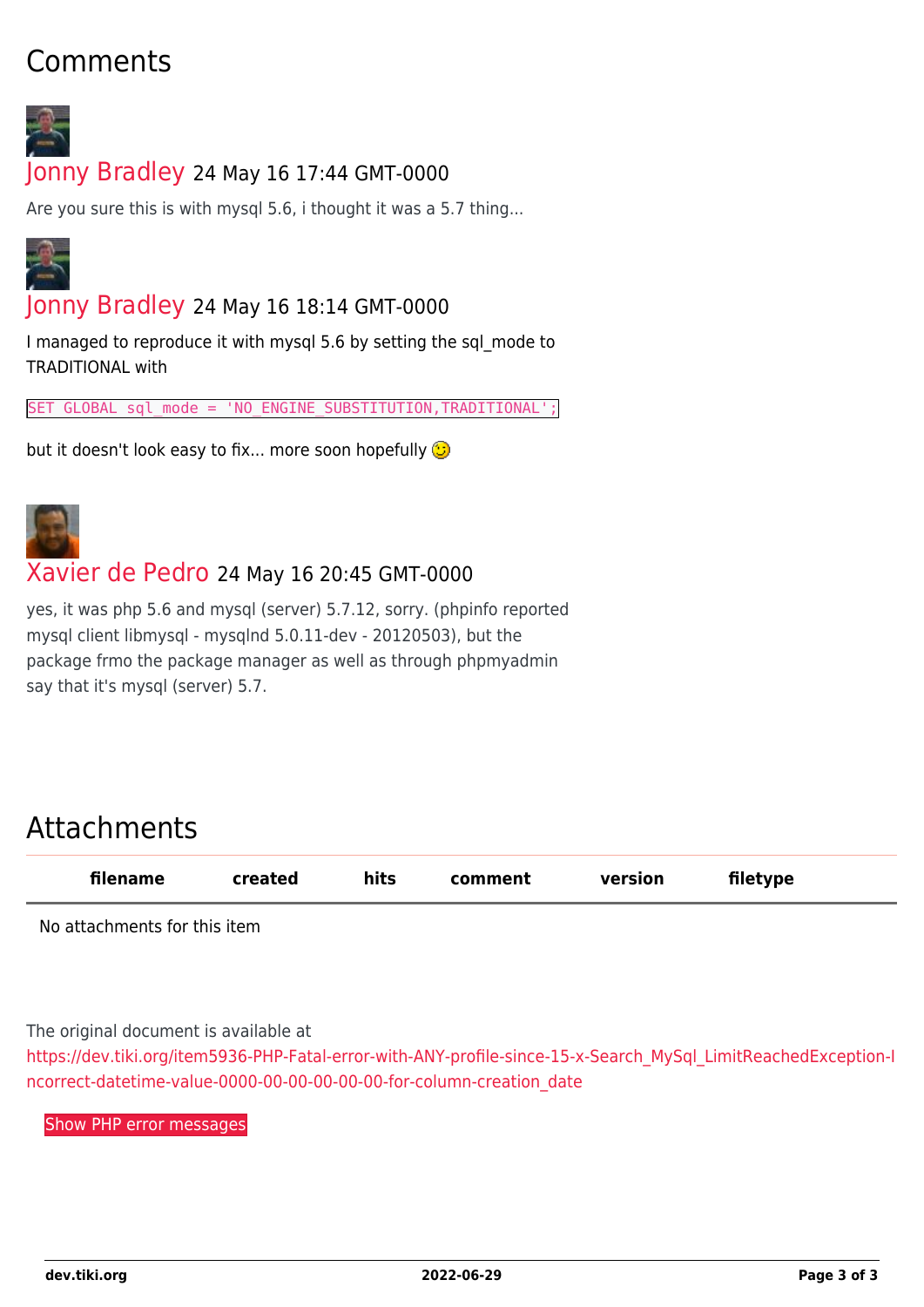## Comments

Jonny Bradley 24 May 16 17:44 GMT-0000

Are you sure this is with mysql 5.6, i thought it was a 5.7 thing...

Jonny Bradley 24 May 16 18:14 GMT-0000

I managed to reproduce it with mysql 5.6 by setting the sql_mode to TRADITIONAL with

```
SET GLOBAL sql_mode = 'NO_ENGINE_SUBSTITUTION,TRADITIONAL';
```

but it doesn't look easy to fix... more soon hopefully 😉

Xavier de Pedro 24 May 16 20:45 GMT-0000

yes, it was php 5.6 and mysql (server) 5.7.12, sorry. (phpinfo reported mysql client libmysql - mysqlnd 5.0.11-dev - 20120503), but the package frmo the package manager as well as through phpmyadmin say that it's mysql (server) 5.7.

## Attachments

| filename | created | hits | comment | version | filetype |
|---|---|---|---|---|---|
| No attachments for this item | | | | | |

The original document is available at https://dev.tiki.org/item5936-PHP-Fatal-error-with-ANY-profile-since-15-x-Search_MySql_LimitReachedException-Incorrect-datetime-value-0000-00-00-00-00-00-for-column-creation_date

Show PHP error messages